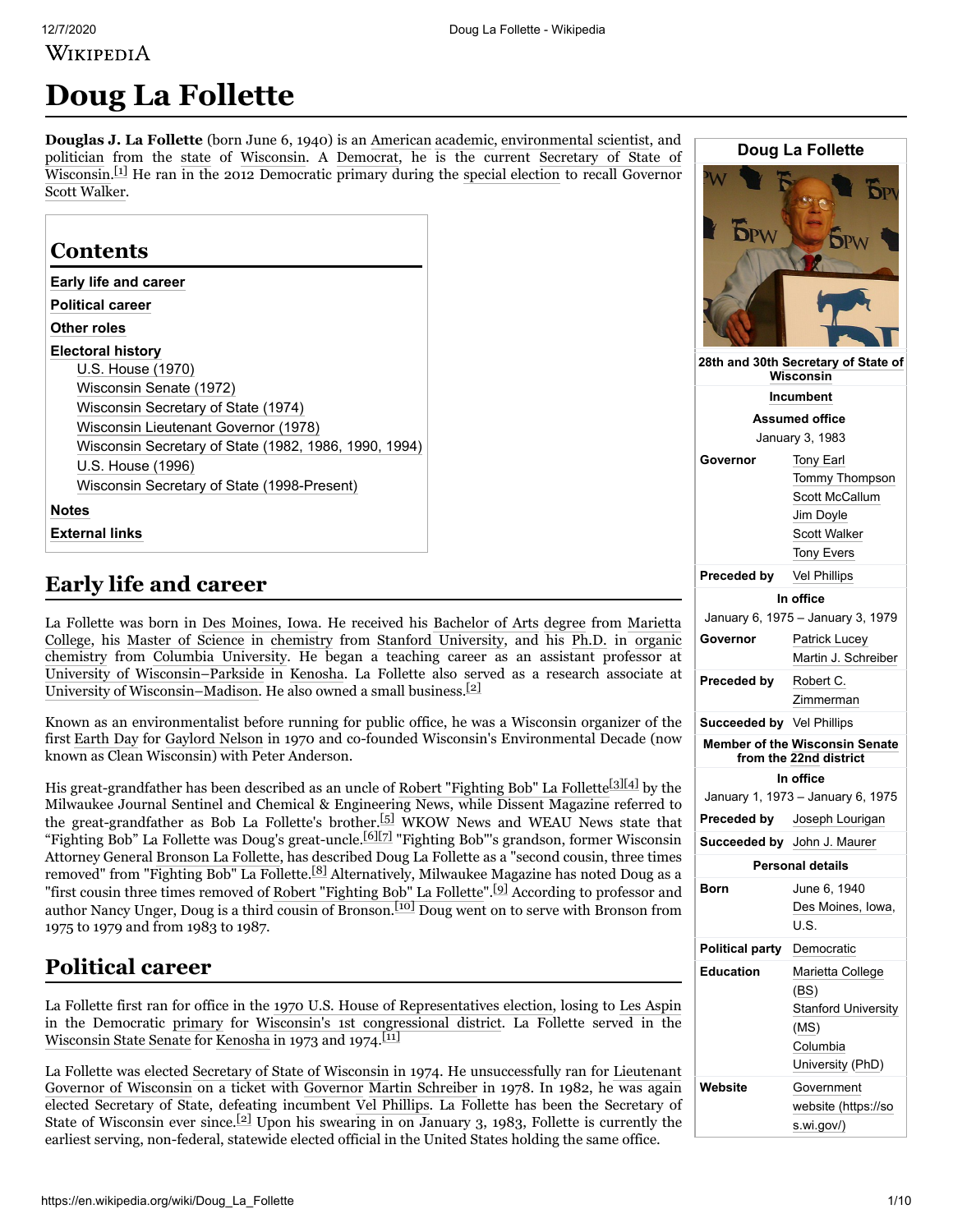# Doug La Follette

**Douglas J. La Follette** (born June 6, 1940) is an American academic, environmental scientist, and politician from the state of Wisconsin. A Democrat, he is the current Secretary of State of Wisconsin.[1] He ran in the 2012 Democratic primary during the special election to recall Governor Scott Walker.

| Doug La Follette | |
|---|---|
| **28th and 30th Secretary of State of Wisconsin** | |
| **Incumbent** | |
| **Assumed office** January 3, 1983 | |
| **Governor** | Tony Earl<br>Tommy Thompson<br>Scott McCallum<br>Jim Doyle<br>Scott Walker<br>Tony Evers |
| **Preceded by** | Vel Phillips |
| **In office** January 6, 1975 – January 3, 1979 | |
| **Governor** | Patrick Lucey<br>Martin J. Schreiber |
| **Preceded by** | Robert C. Zimmerman |
| **Succeeded by** | Vel Phillips |
| **Member of the Wisconsin Senate from the 22nd district** | |
| **In office** January 1, 1973 – January 6, 1975 | |
| **Preceded by** | Joseph Lourigan |
| **Succeeded by** | John J. Maurer |
| **Personal details** | |
| **Born** | June 6, 1940<br>Des Moines, Iowa, U.S. |
| **Political party** | Democratic |
| **Education** | Marietta College (BS)<br>Stanford University (MS)<br>Columbia University (PhD) |
| **Website** | Government website (https://sos.wi.gov/) |

## Contents

- Early life and career
- Political career
- Other roles
- Electoral history
  - U.S. House (1970)
  - Wisconsin Senate (1972)
  - Wisconsin Secretary of State (1974)
  - Wisconsin Lieutenant Governor (1978)
  - Wisconsin Secretary of State (1982, 1986, 1990, 1994)
  - U.S. House (1996)
  - Wisconsin Secretary of State (1998-Present)
- Notes
- External links

## Early life and career

La Follette was born in Des Moines, Iowa. He received his Bachelor of Arts degree from Marietta College, his Master of Science in chemistry from Stanford University, and his Ph.D. in organic chemistry from Columbia University. He began a teaching career as an assistant professor at University of Wisconsin–Parkside in Kenosha. La Follette also served as a research associate at University of Wisconsin–Madison. He also owned a small business.[2]

Known as an environmentalist before running for public office, he was a Wisconsin organizer of the first Earth Day for Gaylord Nelson in 1970 and co-founded Wisconsin's Environmental Decade (now known as Clean Wisconsin) with Peter Anderson.

His great-grandfather has been described as an uncle of Robert "Fighting Bob" La Follette[3][4] by the Milwaukee Journal Sentinel and Chemical & Engineering News, while Dissent Magazine referred to the great-grandfather as Bob La Follette's brother.[5] WKOW News and WEAU News state that "Fighting Bob" La Follette was Doug's great-uncle.[6][7] "Fighting Bob"'s grandson, former Wisconsin Attorney General Bronson La Follette, has described Doug La Follette as a "second cousin, three times removed" from "Fighting Bob" La Follette.[8] Alternatively, Milwaukee Magazine has noted Doug as a "first cousin three times removed of Robert "Fighting Bob" La Follette".[9] According to professor and author Nancy Unger, Doug is a third cousin of Bronson.[10] Doug went on to serve with Bronson from 1975 to 1979 and from 1983 to 1987.

## Political career

La Follette first ran for office in the 1970 U.S. House of Representatives election, losing to Les Aspin in the Democratic primary for Wisconsin's 1st congressional district. La Follette served in the Wisconsin State Senate for Kenosha in 1973 and 1974.[11]

La Follette was elected Secretary of State of Wisconsin in 1974. He unsuccessfully ran for Lieutenant Governor of Wisconsin on a ticket with Governor Martin Schreiber in 1978. In 1982, he was again elected Secretary of State, defeating incumbent Vel Phillips. La Follette has been the Secretary of State of Wisconsin ever since.[2] Upon his swearing in on January 3, 1983, Follette is currently the earliest serving, non-federal, statewide elected official in the United States holding the same office.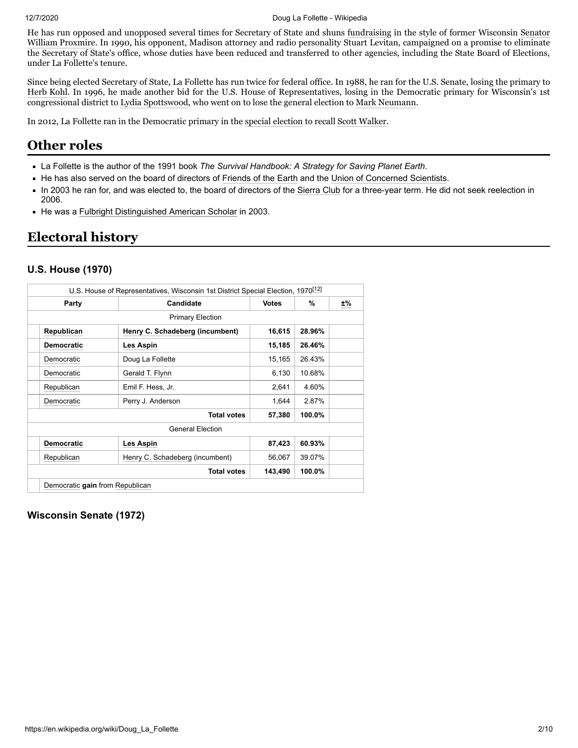He has run opposed and unopposed several times for Secretary of State and shuns fundraising in the style of former Wisconsin Senator William Proxmire. In 1990, his opponent, Madison attorney and radio personality Stuart Levitan, campaigned on a promise to eliminate the Secretary of State's office, whose duties have been reduced and transferred to other agencies, including the State Board of Elections, under La Follette's tenure.

Since being elected Secretary of State, La Follette has run twice for federal office. In 1988, he ran for the U.S. Senate, losing the primary to Herb Kohl. In 1996, he made another bid for the U.S. House of Representatives, losing in the Democratic primary for Wisconsin's 1st congressional district to Lydia Spottswood, who went on to lose the general election to Mark Neumann.

In 2012, La Follette ran in the Democratic primary in the special election to recall Scott Walker.

## Other roles

- La Follette is the author of the 1991 book *The Survival Handbook: A Strategy for Saving Planet Earth*.
- He has also served on the board of directors of Friends of the Earth and the Union of Concerned Scientists.
- In 2003 he ran for, and was elected to, the board of directors of the Sierra Club for a three-year term. He did not seek reelection in 2006.
- He was a Fulbright Distinguished American Scholar in 2003.

## Electoral history

### U.S. House (1970)

U.S. House of Representatives, Wisconsin 1st District Special Election, 1970[12]

| Party | Candidate | Votes | % | ±% |
|---|---|---|---|---|
| Primary Election | | | | |
| **Republican** | **Henry C. Schadeberg (incumbent)** | **16,615** | **28.96%** | |
| **Democratic** | **Les Aspin** | **15,185** | **26.46%** | |
| Democratic | Doug La Follette | 15,165 | 26.43% | |
| Democratic | Gerald T. Flynn | 6,130 | 10.68% | |
| Republican | Emil F. Hess, Jr. | 2,641 | 4.60% | |
| Democratic | Perry J. Anderson | 1,644 | 2.87% | |
| | **Total votes** | **57,380** | **100.0%** | |
| General Election | | | | |
| **Democratic** | **Les Aspin** | **87,423** | **60.93%** | |
| Republican | Henry C. Schadeberg (incumbent) | 56,067 | 39.07% | |
| | **Total votes** | **143,490** | **100.0%** | |
| Democratic **gain** from Republican | | | | |

### Wisconsin Senate (1972)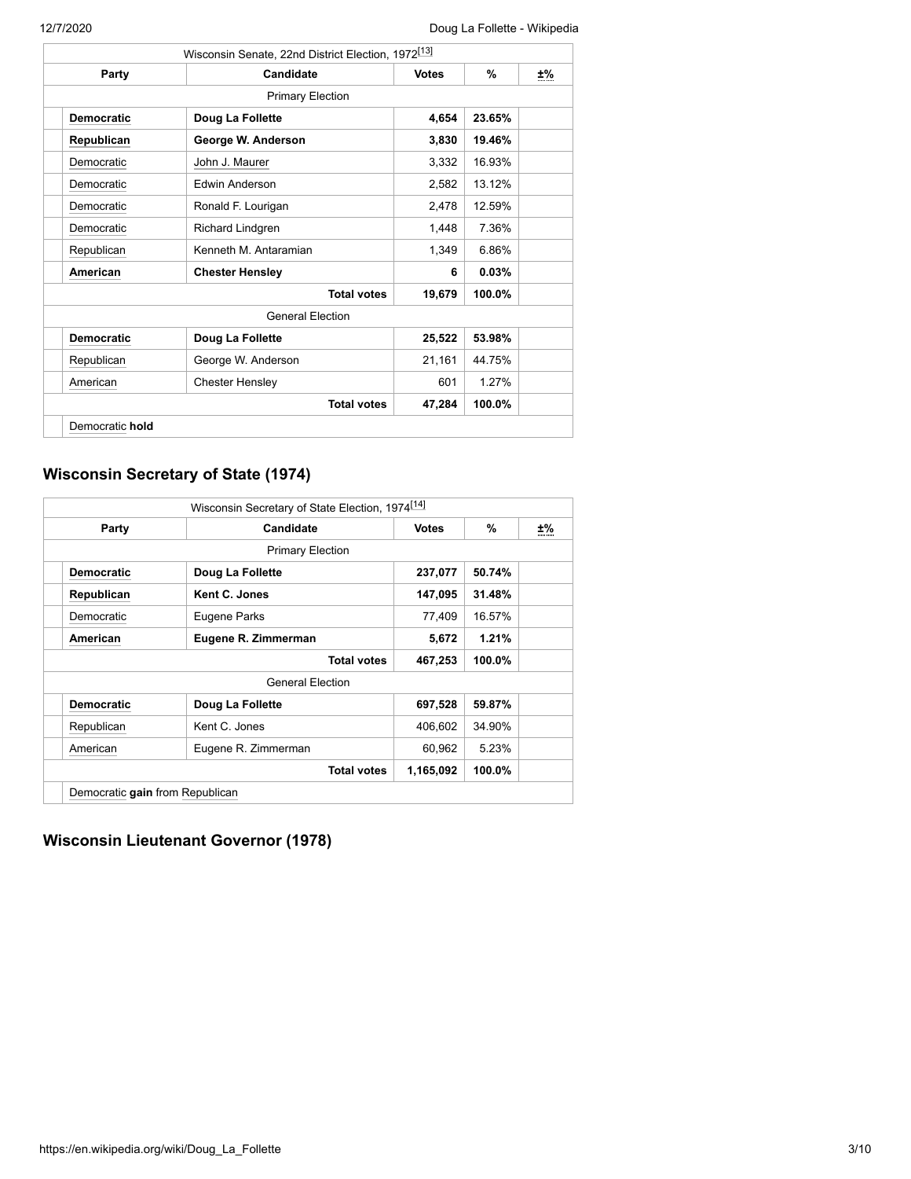| Wisconsin Senate, 22nd District Election, 1972[13] | | | | |
|---|---|---|---|---|
| **Party** | **Candidate** | **Votes** | **%** | **±%** |
| Primary Election | | | | |
| **Democratic** | **Doug La Follette** | **4,654** | **23.65%** | |
| **Republican** | **George W. Anderson** | **3,830** | **19.46%** | |
| Democratic | John J. Maurer | 3,332 | 16.93% | |
| Democratic | Edwin Anderson | 2,582 | 13.12% | |
| Democratic | Ronald F. Lourigan | 2,478 | 12.59% | |
| Democratic | Richard Lindgren | 1,448 | 7.36% | |
| Republican | Kenneth M. Antaramian | 1,349 | 6.86% | |
| **American** | **Chester Hensley** | **6** | **0.03%** | |
| | **Total votes** | **19,679** | **100.0%** | |
| General Election | | | | |
| **Democratic** | **Doug La Follette** | **25,522** | **53.98%** | |
| Republican | George W. Anderson | 21,161 | 44.75% | |
| American | Chester Hensley | 601 | 1.27% | |
| | **Total votes** | **47,284** | **100.0%** | |
| Democratic **hold** | | | | |

## Wisconsin Secretary of State (1974)

| Wisconsin Secretary of State Election, 1974[14] | | | | |
|---|---|---|---|---|
| **Party** | **Candidate** | **Votes** | **%** | **±%** |
| Primary Election | | | | |
| **Democratic** | **Doug La Follette** | **237,077** | **50.74%** | |
| **Republican** | **Kent C. Jones** | **147,095** | **31.48%** | |
| Democratic | Eugene Parks | 77,409 | 16.57% | |
| **American** | **Eugene R. Zimmerman** | **5,672** | **1.21%** | |
| | **Total votes** | **467,253** | **100.0%** | |
| General Election | | | | |
| **Democratic** | **Doug La Follette** | **697,528** | **59.87%** | |
| Republican | Kent C. Jones | 406,602 | 34.90% | |
| American | Eugene R. Zimmerman | 60,962 | 5.23% | |
| | **Total votes** | **1,165,092** | **100.0%** | |
| Democratic **gain** from Republican | | | | |

## Wisconsin Lieutenant Governor (1978)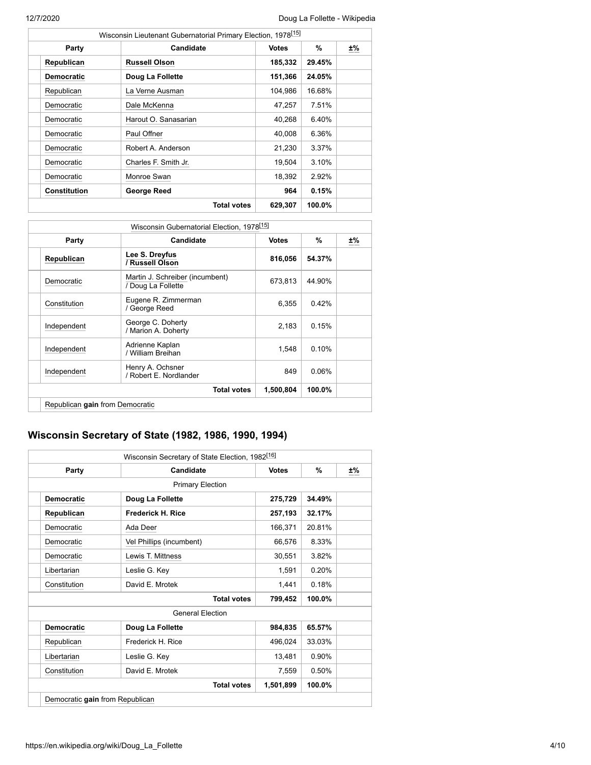| Wisconsin Lieutenant Gubernatorial Primary Election, 1978[15] | | | | |
|---|---|---|---|---|
| Party | Candidate | Votes | % | ±% |
| **Republican** | **Russell Olson** | **185,332** | **29.45%** | |
| **Democratic** | **Doug La Follette** | **151,366** | **24.05%** | |
| Republican | La Verne Ausman | 104,986 | 16.68% | |
| Democratic | Dale McKenna | 47,257 | 7.51% | |
| Democratic | Harout O. Sanasarian | 40,268 | 6.40% | |
| Democratic | Paul Offner | 40,008 | 6.36% | |
| Democratic | Robert A. Anderson | 21,230 | 3.37% | |
| Democratic | Charles F. Smith Jr. | 19,504 | 3.10% | |
| Democratic | Monroe Swan | 18,392 | 2.92% | |
| **Constitution** | **George Reed** | **964** | **0.15%** | |
| | **Total votes** | **629,307** | **100.0%** | |

| Wisconsin Gubernatorial Election, 1978[15] | | | | |
|---|---|---|---|---|
| Party | Candidate | Votes | % | ±% |
| **Republican** | **Lee S. Dreyfus / Russell Olson** | **816,056** | **54.37%** | |
| Democratic | Martin J. Schreiber (incumbent) / Doug La Follette | 673,813 | 44.90% | |
| Constitution | Eugene R. Zimmerman / George Reed | 6,355 | 0.42% | |
| Independent | George C. Doherty / Marion A. Doherty | 2,183 | 0.15% | |
| Independent | Adrienne Kaplan / William Breihan | 1,548 | 0.10% | |
| Independent | Henry A. Ochsner / Robert E. Nordlander | 849 | 0.06% | |
| | **Total votes** | **1,500,804** | **100.0%** | |
| Republican **gain** from Democratic | | | | |

## Wisconsin Secretary of State (1982, 1986, 1990, 1994)

| Wisconsin Secretary of State Election, 1982[16] | | | | |
|---|---|---|---|---|
| Party | Candidate | Votes | % | ±% |
| Primary Election | | | | |
| **Democratic** | **Doug La Follette** | **275,729** | **34.49%** | |
| **Republican** | **Frederick H. Rice** | **257,193** | **32.17%** | |
| Democratic | Ada Deer | 166,371 | 20.81% | |
| Democratic | Vel Phillips (incumbent) | 66,576 | 8.33% | |
| Democratic | Lewis T. Mittness | 30,551 | 3.82% | |
| Libertarian | Leslie G. Key | 1,591 | 0.20% | |
| Constitution | David E. Mrotek | 1,441 | 0.18% | |
| | **Total votes** | **799,452** | **100.0%** | |
| General Election | | | | |
| **Democratic** | **Doug La Follette** | **984,835** | **65.57%** | |
| Republican | Frederick H. Rice | 496,024 | 33.03% | |
| Libertarian | Leslie G. Key | 13,481 | 0.90% | |
| Constitution | David E. Mrotek | 7,559 | 0.50% | |
| | **Total votes** | **1,501,899** | **100.0%** | |
| Democratic **gain** from Republican | | | | |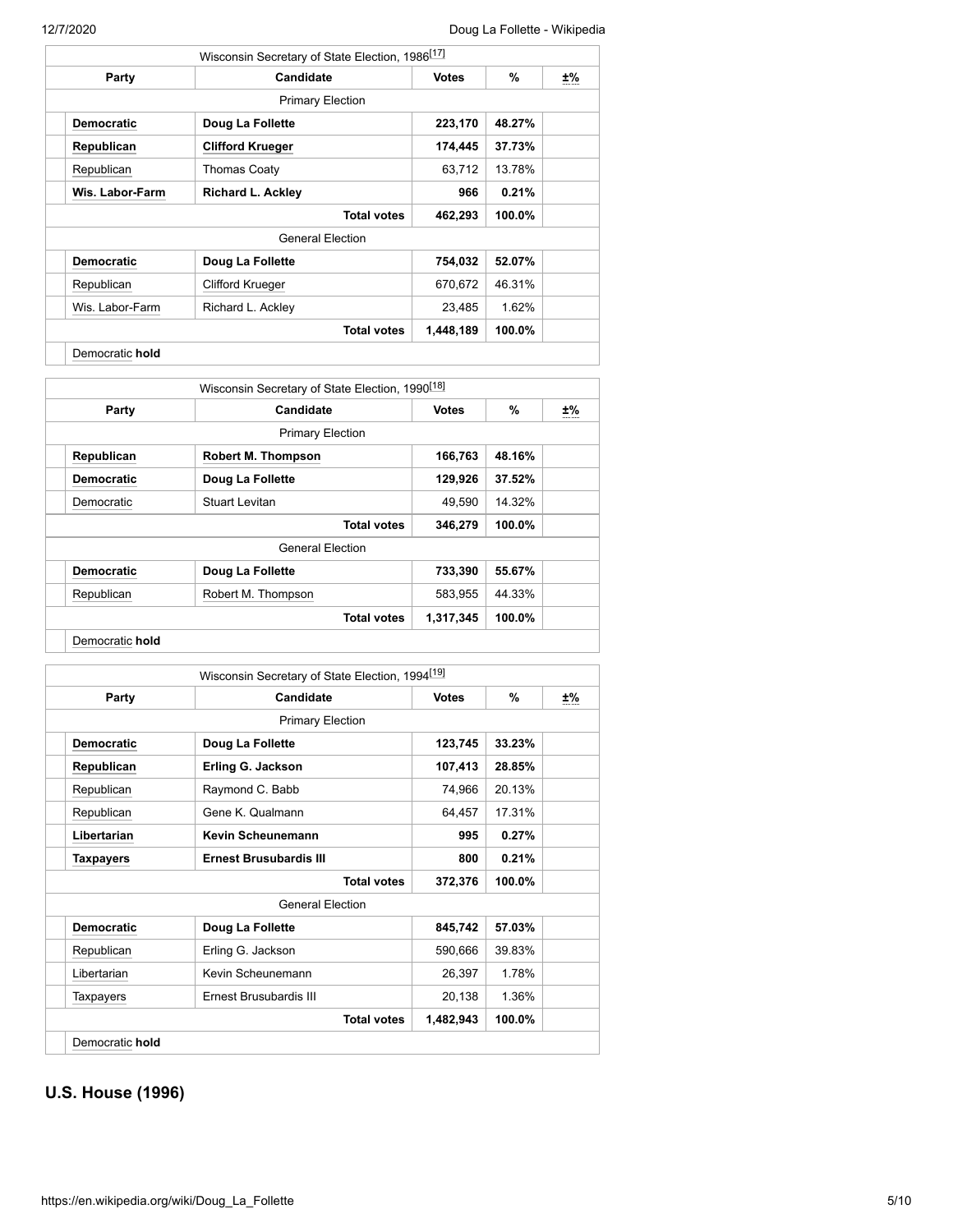| Wisconsin Secretary of State Election, 1986[17] | | | | |
|---|---|---|---|---|
| **Party** | **Candidate** | **Votes** | **%** | **±%** |
| Primary Election | | | | |
| **Democratic** | **Doug La Follette** | **223,170** | **48.27%** | |
| **Republican** | **Clifford Krueger** | **174,445** | **37.73%** | |
| Republican | Thomas Coaty | 63,712 | 13.78% | |
| **Wis. Labor-Farm** | **Richard L. Ackley** | **966** | **0.21%** | |
| | **Total votes** | **462,293** | **100.0%** | |
| General Election | | | | |
| **Democratic** | **Doug La Follette** | **754,032** | **52.07%** | |
| Republican | Clifford Krueger | 670,672 | 46.31% | |
| Wis. Labor-Farm | Richard L. Ackley | 23,485 | 1.62% | |
| | **Total votes** | **1,448,189** | **100.0%** | |
| Democratic **hold** | | | | |

| Wisconsin Secretary of State Election, 1990[18] | | | | |
|---|---|---|---|---|
| **Party** | **Candidate** | **Votes** | **%** | **±%** |
| Primary Election | | | | |
| **Republican** | **Robert M. Thompson** | **166,763** | **48.16%** | |
| **Democratic** | **Doug La Follette** | **129,926** | **37.52%** | |
| Democratic | Stuart Levitan | 49,590 | 14.32% | |
| | **Total votes** | **346,279** | **100.0%** | |
| General Election | | | | |
| **Democratic** | **Doug La Follette** | **733,390** | **55.67%** | |
| Republican | Robert M. Thompson | 583,955 | 44.33% | |
| | **Total votes** | **1,317,345** | **100.0%** | |
| Democratic **hold** | | | | |

| Wisconsin Secretary of State Election, 1994[19] | | | | |
|---|---|---|---|---|
| **Party** | **Candidate** | **Votes** | **%** | **±%** |
| Primary Election | | | | |
| **Democratic** | **Doug La Follette** | **123,745** | **33.23%** | |
| **Republican** | **Erling G. Jackson** | **107,413** | **28.85%** | |
| Republican | Raymond C. Babb | 74,966 | 20.13% | |
| Republican | Gene K. Qualmann | 64,457 | 17.31% | |
| **Libertarian** | **Kevin Scheunemann** | **995** | **0.27%** | |
| **Taxpayers** | **Ernest Brusubardis III** | **800** | **0.21%** | |
| | **Total votes** | **372,376** | **100.0%** | |
| General Election | | | | |
| **Democratic** | **Doug La Follette** | **845,742** | **57.03%** | |
| Republican | Erling G. Jackson | 590,666 | 39.83% | |
| Libertarian | Kevin Scheunemann | 26,397 | 1.78% | |
| Taxpayers | Ernest Brusubardis III | 20,138 | 1.36% | |
| | **Total votes** | **1,482,943** | **100.0%** | |
| Democratic **hold** | | | | |

## U.S. House (1996)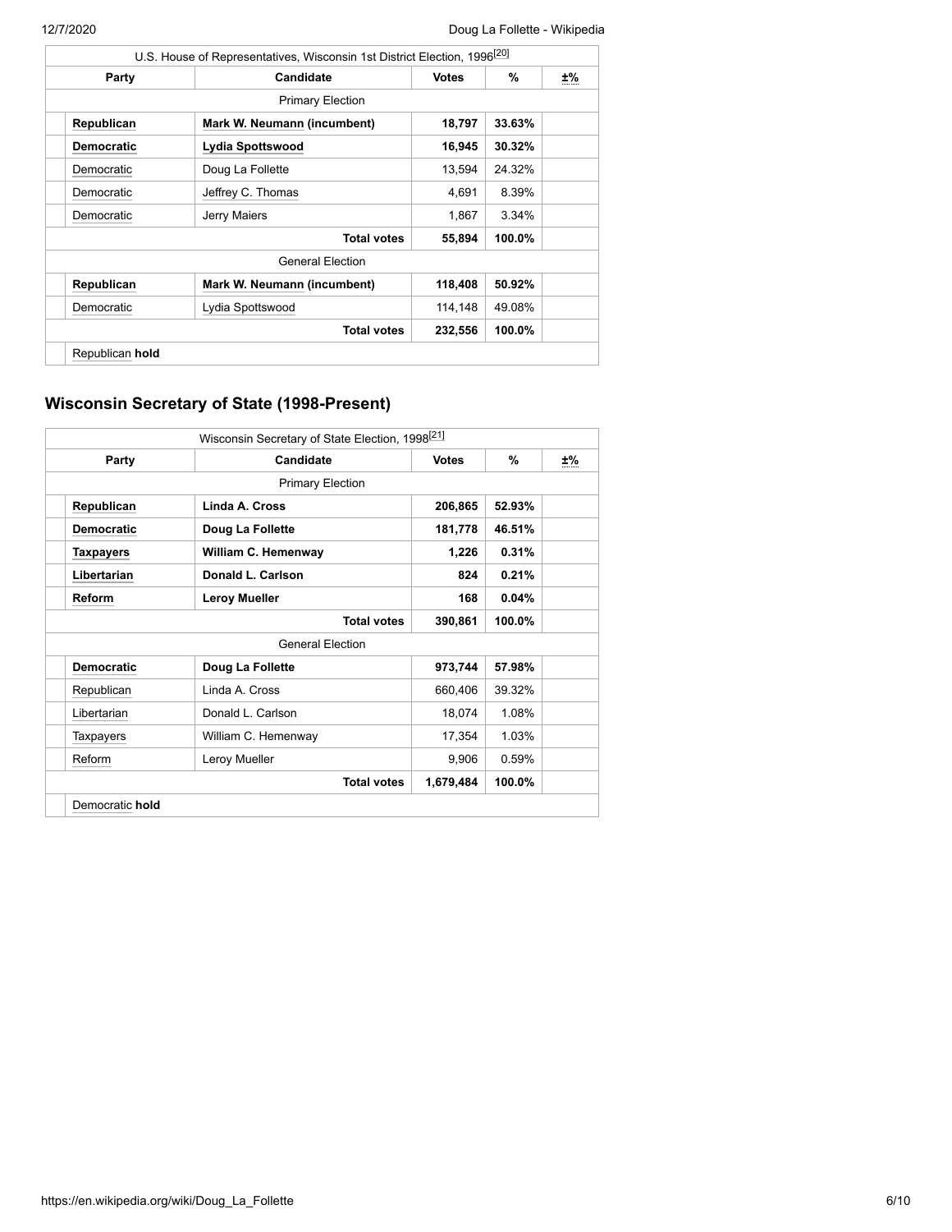| U.S. House of Representatives, Wisconsin 1st District Election, 1996[20] | | | | |
|---|---|---|---|---|
| **Party** | **Candidate** | **Votes** | **%** | **±%** |
| Primary Election | | | | |
| **Republican** | **Mark W. Neumann (incumbent)** | **18,797** | **33.63%** | |
| **Democratic** | **Lydia Spottswood** | **16,945** | **30.32%** | |
| Democratic | Doug La Follette | 13,594 | 24.32% | |
| Democratic | Jeffrey C. Thomas | 4,691 | 8.39% | |
| Democratic | Jerry Maiers | 1,867 | 3.34% | |
| | **Total votes** | **55,894** | **100.0%** | |
| General Election | | | | |
| **Republican** | **Mark W. Neumann (incumbent)** | **118,408** | **50.92%** | |
| Democratic | Lydia Spottswood | 114,148 | 49.08% | |
| | **Total votes** | **232,556** | **100.0%** | |
| Republican **hold** | | | | |

## Wisconsin Secretary of State (1998-Present)

| Wisconsin Secretary of State Election, 1998[21] | | | | |
|---|---|---|---|---|
| **Party** | **Candidate** | **Votes** | **%** | **±%** |
| Primary Election | | | | |
| **Republican** | **Linda A. Cross** | **206,865** | **52.93%** | |
| **Democratic** | **Doug La Follette** | **181,778** | **46.51%** | |
| **Taxpayers** | **William C. Hemenway** | **1,226** | **0.31%** | |
| **Libertarian** | **Donald L. Carlson** | **824** | **0.21%** | |
| **Reform** | **Leroy Mueller** | **168** | **0.04%** | |
| | **Total votes** | **390,861** | **100.0%** | |
| General Election | | | | |
| **Democratic** | **Doug La Follette** | **973,744** | **57.98%** | |
| Republican | Linda A. Cross | 660,406 | 39.32% | |
| Libertarian | Donald L. Carlson | 18,074 | 1.08% | |
| Taxpayers | William C. Hemenway | 17,354 | 1.03% | |
| Reform | Leroy Mueller | 9,906 | 0.59% | |
| | **Total votes** | **1,679,484** | **100.0%** | |
| Democratic **hold** | | | | |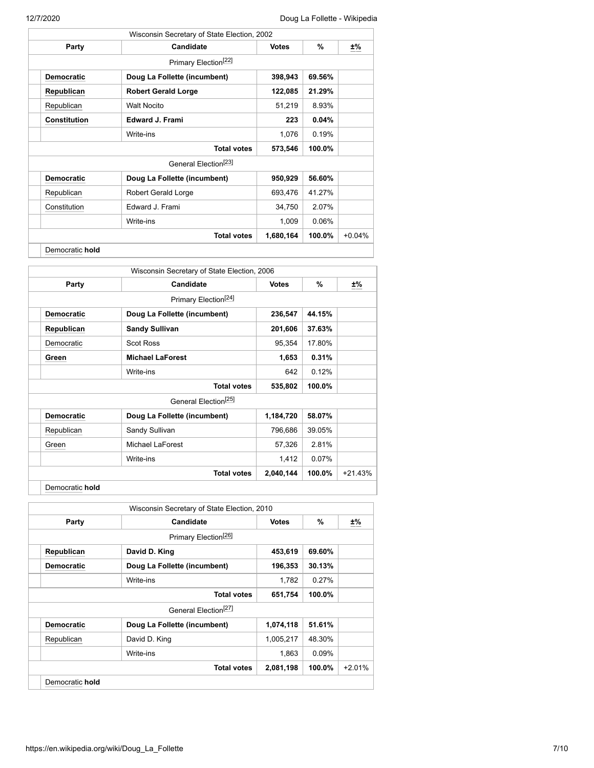| Wisconsin Secretary of State Election, 2002 | | | | | |
|---|---|---|---|---|---|
| | Party | Candidate | Votes | % | ±% |
| Primary Election[22] | | | | | |
| | **Democratic** | **Doug La Follette (incumbent)** | **398,943** | **69.56%** | |
| | **Republican** | **Robert Gerald Lorge** | **122,085** | **21.29%** | |
| | Republican | Walt Nocito | 51,219 | 8.93% | |
| | **Constitution** | **Edward J. Frami** | **223** | **0.04%** | |
| | | Write-ins | 1,076 | 0.19% | |
| | | **Total votes** | **573,546** | **100.0%** | |
| General Election[23] | | | | | |
| | **Democratic** | **Doug La Follette (incumbent)** | **950,929** | **56.60%** | |
| | Republican | Robert Gerald Lorge | 693,476 | 41.27% | |
| | Constitution | Edward J. Frami | 34,750 | 2.07% | |
| | | Write-ins | 1,009 | 0.06% | |
| | | **Total votes** | **1,680,164** | **100.0%** | +0.04% |
| | Democratic **hold** | | | | |

| Wisconsin Secretary of State Election, 2006 | | | | | |
|---|---|---|---|---|---|
| | Party | Candidate | Votes | % | ±% |
| Primary Election[24] | | | | | |
| | **Democratic** | **Doug La Follette (incumbent)** | **236,547** | **44.15%** | |
| | **Republican** | **Sandy Sullivan** | **201,606** | **37.63%** | |
| | Democratic | Scot Ross | 95,354 | 17.80% | |
| | **Green** | **Michael LaForest** | **1,653** | **0.31%** | |
| | | Write-ins | 642 | 0.12% | |
| | | **Total votes** | **535,802** | **100.0%** | |
| General Election[25] | | | | | |
| | **Democratic** | **Doug La Follette (incumbent)** | **1,184,720** | **58.07%** | |
| | Republican | Sandy Sullivan | 796,686 | 39.05% | |
| | Green | Michael LaForest | 57,326 | 2.81% | |
| | | Write-ins | 1,412 | 0.07% | |
| | | **Total votes** | **2,040,144** | **100.0%** | +21.43% |
| | Democratic **hold** | | | | |

| Wisconsin Secretary of State Election, 2010 | | | | | |
|---|---|---|---|---|---|
| | Party | Candidate | Votes | % | ±% |
| Primary Election[26] | | | | | |
| | **Republican** | **David D. King** | **453,619** | **69.60%** | |
| | **Democratic** | **Doug La Follette (incumbent)** | **196,353** | **30.13%** | |
| | | Write-ins | 1,782 | 0.27% | |
| | | **Total votes** | **651,754** | **100.0%** | |
| General Election[27] | | | | | |
| | **Democratic** | **Doug La Follette (incumbent)** | **1,074,118** | **51.61%** | |
| | Republican | David D. King | 1,005,217 | 48.30% | |
| | | Write-ins | 1,863 | 0.09% | |
| | | **Total votes** | **2,081,198** | **100.0%** | +2.01% |
| | Democratic **hold** | | | | |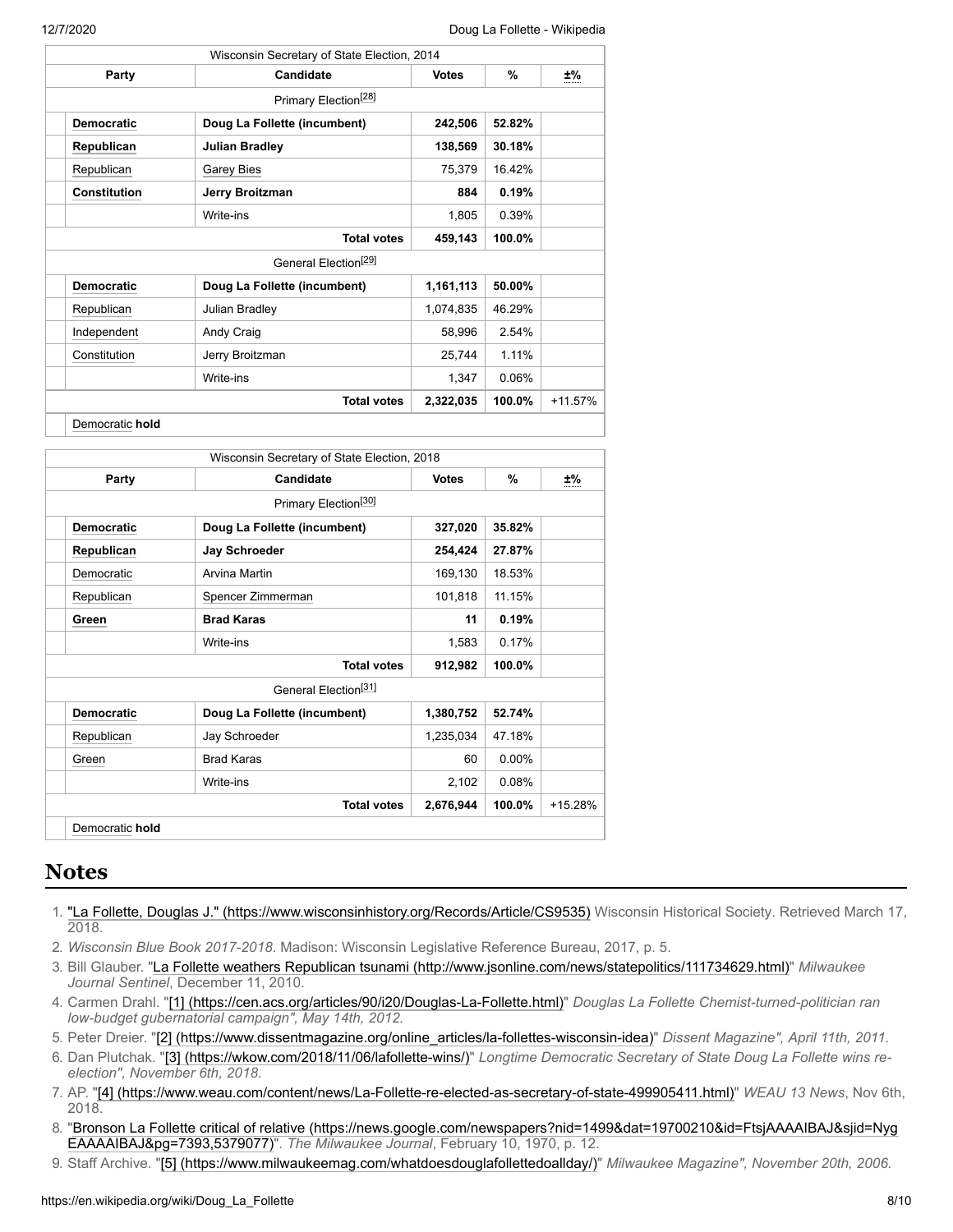| Wisconsin Secretary of State Election, 2014 | | | | |
|---|---|---|---|---|
| **Party** | **Candidate** | **Votes** | **%** | **±%** |
| Primary Election[28] | | | | |
| **Democratic** | **Doug La Follette (incumbent)** | **242,506** | **52.82%** | |
| **Republican** | **Julian Bradley** | **138,569** | **30.18%** | |
| Republican | Garey Bies | 75,379 | 16.42% | |
| **Constitution** | **Jerry Broitzman** | **884** | **0.19%** | |
| | Write-ins | 1,805 | 0.39% | |
| | **Total votes** | **459,143** | **100.0%** | |
| General Election[29] | | | | |
| **Democratic** | **Doug La Follette (incumbent)** | **1,161,113** | **50.00%** | |
| Republican | Julian Bradley | 1,074,835 | 46.29% | |
| Independent | Andy Craig | 58,996 | 2.54% | |
| Constitution | Jerry Broitzman | 25,744 | 1.11% | |
| | Write-ins | 1,347 | 0.06% | |
| | **Total votes** | **2,322,035** | **100.0%** | +11.57% |
| Democratic **hold** | | | | |

| Wisconsin Secretary of State Election, 2018 | | | | |
|---|---|---|---|---|
| **Party** | **Candidate** | **Votes** | **%** | **±%** |
| Primary Election[30] | | | | |
| **Democratic** | **Doug La Follette (incumbent)** | **327,020** | **35.82%** | |
| **Republican** | **Jay Schroeder** | **254,424** | **27.87%** | |
| Democratic | Arvina Martin | 169,130 | 18.53% | |
| Republican | Spencer Zimmerman | 101,818 | 11.15% | |
| **Green** | **Brad Karas** | **11** | **0.19%** | |
| | Write-ins | 1,583 | 0.17% | |
| | **Total votes** | **912,982** | **100.0%** | |
| General Election[31] | | | | |
| **Democratic** | **Doug La Follette (incumbent)** | **1,380,752** | **52.74%** | |
| Republican | Jay Schroeder | 1,235,034 | 47.18% | |
| Green | Brad Karas | 60 | 0.00% | |
| | Write-ins | 2,102 | 0.08% | |
| | **Total votes** | **2,676,944** | **100.0%** | +15.28% |
| Democratic **hold** | | | | |

## Notes

1. "La Follette, Douglas J." (https://www.wisconsinhistory.org/Records/Article/CS9535) Wisconsin Historical Society. Retrieved March 17, 2018.
2. *Wisconsin Blue Book 2017-2018*. Madison: Wisconsin Legislative Reference Bureau, 2017, p. 5.
3. Bill Glauber. "La Follette weathers Republican tsunami (http://www.jsonline.com/news/statepolitics/111734629.html)" *Milwaukee Journal Sentinel*, December 11, 2010.
4. Carmen Drahl. "[1] (https://cen.acs.org/articles/90/i20/Douglas-La-Follette.html)" *Douglas La Follette Chemist-turned-politician ran low-budget gubernatorial campaign", May 14th, 2012.*
5. Peter Dreier. "[2] (https://www.dissentmagazine.org/online_articles/la-follettes-wisconsin-idea)" *Dissent Magazine", April 11th, 2011.*
6. Dan Plutchak. "[3] (https://wkow.com/2018/11/06/lafollette-wins/)" *Longtime Democratic Secretary of State Doug La Follette wins re-election", November 6th, 2018.*
7. AP. "[4] (https://www.weau.com/content/news/La-Follette-re-elected-as-secretary-of-state-499905411.html)" *WEAU 13 News*, Nov 6th, 2018.
8. "Bronson La Follette critical of relative (https://news.google.com/newspapers?nid=1499&dat=19700210&id=FtsjAAAAIBAJ&sjid=NygEAAAAIBAJ&pg=7393,5379077)". *The Milwaukee Journal*, February 10, 1970, p. 12.
9. Staff Archive. "[5] (https://www.milwaukeemag.com/whatdoesdouglafollettedoallday/)" *Milwaukee Magazine", November 20th, 2006.*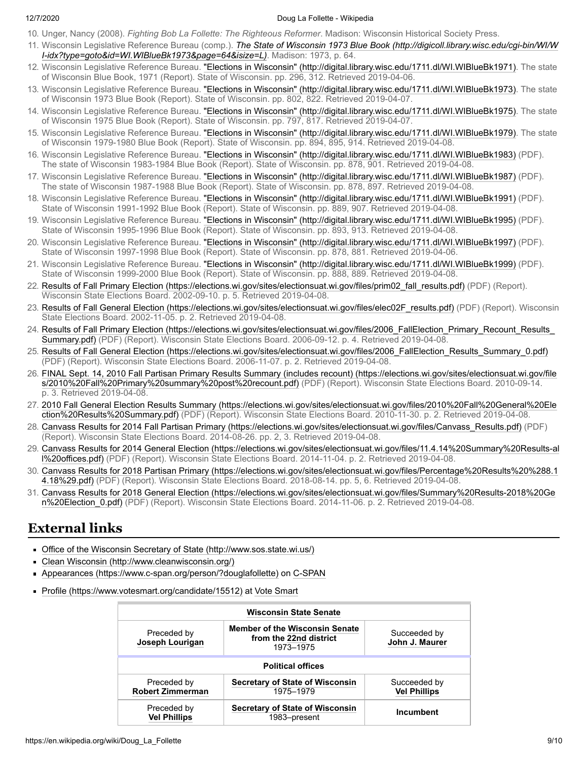10. Unger, Nancy (2008). *Fighting Bob La Follette: The Righteous Reformer*. Madison: Wisconsin Historical Society Press.
11. Wisconsin Legislative Reference Bureau (comp.). *The State of Wisconsin 1973 Blue Book (http://digicoll.library.wisc.edu/cgi-bin/WI/WI-idx?type=goto&id=WI.WIBlueBk1973&page=64&isize=L)*. Madison: 1973, p. 64.
12. Wisconsin Legislative Reference Bureau. "Elections in Wisconsin" (http://digital.library.wisc.edu/1711.dl/WI.WIBlueBk1971). The state of Wisconsin Blue Book, 1971 (Report). State of Wisconsin. pp. 296, 312. Retrieved 2019-04-06.
13. Wisconsin Legislative Reference Bureau. "Elections in Wisconsin" (http://digital.library.wisc.edu/1711.dl/WI.WIBlueBk1973). The state of Wisconsin 1973 Blue Book (Report). State of Wisconsin. pp. 802, 822. Retrieved 2019-04-07.
14. Wisconsin Legislative Reference Bureau. "Elections in Wisconsin" (http://digital.library.wisc.edu/1711.dl/WI.WIBlueBk1975). The state of Wisconsin 1975 Blue Book (Report). State of Wisconsin. pp. 797, 817. Retrieved 2019-04-07.
15. Wisconsin Legislative Reference Bureau. "Elections in Wisconsin" (http://digital.library.wisc.edu/1711.dl/WI.WIBlueBk1979). The state of Wisconsin 1979-1980 Blue Book (Report). State of Wisconsin. pp. 894, 895, 914. Retrieved 2019-04-08.
16. Wisconsin Legislative Reference Bureau. "Elections in Wisconsin" (http://digital.library.wisc.edu/1711.dl/WI.WIBlueBk1983) (PDF). The state of Wisconsin 1983-1984 Blue Book (Report). State of Wisconsin. pp. 878, 901. Retrieved 2019-04-08.
17. Wisconsin Legislative Reference Bureau. "Elections in Wisconsin" (http://digital.library.wisc.edu/1711.dl/WI.WIBlueBk1987) (PDF). The state of Wisconsin 1987-1988 Blue Book (Report). State of Wisconsin. pp. 878, 897. Retrieved 2019-04-08.
18. Wisconsin Legislative Reference Bureau. "Elections in Wisconsin" (http://digital.library.wisc.edu/1711.dl/WI.WIBlueBk1991) (PDF). State of Wisconsin 1991-1992 Blue Book (Report). State of Wisconsin. pp. 889, 907. Retrieved 2019-04-08.
19. Wisconsin Legislative Reference Bureau. "Elections in Wisconsin" (http://digital.library.wisc.edu/1711.dl/WI.WIBlueBk1995) (PDF). State of Wisconsin 1995-1996 Blue Book (Report). State of Wisconsin. pp. 893, 913. Retrieved 2019-04-08.
20. Wisconsin Legislative Reference Bureau. "Elections in Wisconsin" (http://digital.library.wisc.edu/1711.dl/WI.WIBlueBk1997) (PDF). State of Wisconsin 1997-1998 Blue Book (Report). State of Wisconsin. pp. 878, 881. Retrieved 2019-04-06.
21. Wisconsin Legislative Reference Bureau. "Elections in Wisconsin" (http://digital.library.wisc.edu/1711.dl/WI.WIBlueBk1999) (PDF). State of Wisconsin 1999-2000 Blue Book (Report). State of Wisconsin. pp. 888, 889. Retrieved 2019-04-08.
22. Results of Fall Primary Election (https://elections.wi.gov/sites/electionsuat.wi.gov/files/prim02_fall_results.pdf) (PDF) (Report). Wisconsin State Elections Board. 2002-09-10. p. 5. Retrieved 2019-04-08.
23. Results of Fall General Election (https://elections.wi.gov/sites/electionsuat.wi.gov/files/elec02F_results.pdf) (PDF) (Report). Wisconsin State Elections Board. 2002-11-05. p. 2. Retrieved 2019-04-08.
24. Results of Fall Primary Election (https://elections.wi.gov/sites/electionsuat.wi.gov/files/2006_FallElection_Primary_Recount_Results_Summary.pdf) (PDF) (Report). Wisconsin State Elections Board. 2006-09-12. p. 4. Retrieved 2019-04-08.
25. Results of Fall General Election (https://elections.wi.gov/sites/electionsuat.wi.gov/files/2006_FallElection_Results_Summary_0.pdf) (PDF) (Report). Wisconsin State Elections Board. 2006-11-07. p. 2. Retrieved 2019-04-08.
26. FINAL Sept. 14, 2010 Fall Partisan Primary Results Summary (includes recount) (https://elections.wi.gov/sites/electionsuat.wi.gov/files/2010%20Fall%20Primary%20summary%20post%20recount.pdf) (PDF) (Report). Wisconsin State Elections Board. 2010-09-14. p. 3. Retrieved 2019-04-08.
27. 2010 Fall General Election Results Summary (https://elections.wi.gov/sites/electionsuat.wi.gov/files/2010%20Fall%20General%20Election%20Results%20Summary.pdf) (PDF) (Report). Wisconsin State Elections Board. 2010-11-30. p. 2. Retrieved 2019-04-08.
28. Canvass Results for 2014 Fall Partisan Primary (https://elections.wi.gov/sites/electionsuat.wi.gov/files/Canvass_Results.pdf) (PDF) (Report). Wisconsin State Elections Board. 2014-08-26. pp. 2, 3. Retrieved 2019-04-08.
29. Canvass Results for 2014 General Election (https://elections.wi.gov/sites/electionsuat.wi.gov/files/11.4.14%20Summary%20Results-all%20offices.pdf) (PDF) (Report). Wisconsin State Elections Board. 2014-11-04. p. 2. Retrieved 2019-04-08.
30. Canvass Results for 2018 Partisan Primary (https://elections.wi.gov/sites/electionsuat.wi.gov/files/Percentage%20Results%20%288.14.18%29.pdf) (PDF) (Report). Wisconsin State Elections Board. 2018-08-14. pp. 5, 6. Retrieved 2019-04-08.
31. Canvass Results for 2018 General Election (https://elections.wi.gov/sites/electionsuat.wi.gov/files/Summary%20Results-2018%20Gen%20Election_0.pdf) (PDF) (Report). Wisconsin State Elections Board. 2014-11-06. p. 2. Retrieved 2019-04-08.

## External links

- Office of the Wisconsin Secretary of State (http://www.sos.state.wi.us/)
- Clean Wisconsin (http://www.cleanwisconsin.org/)
- Appearances (https://www.c-span.org/person/?douglafollette) on C-SPAN
- Profile (https://www.votesmart.org/candidate/15512) at Vote Smart

| **Wisconsin State Senate** | | |
|---|---|---|
| Preceded by **Joseph Lourigan** | **Member of the Wisconsin Senate from the 22nd district** 1973–1975 | Succeeded by **John J. Maurer** |
| **Political offices** | | |
| Preceded by **Robert Zimmerman** | **Secretary of State of Wisconsin** 1975–1979 | Succeeded by **Vel Phillips** |
| Preceded by **Vel Phillips** | **Secretary of State of Wisconsin** 1983–present | **Incumbent** |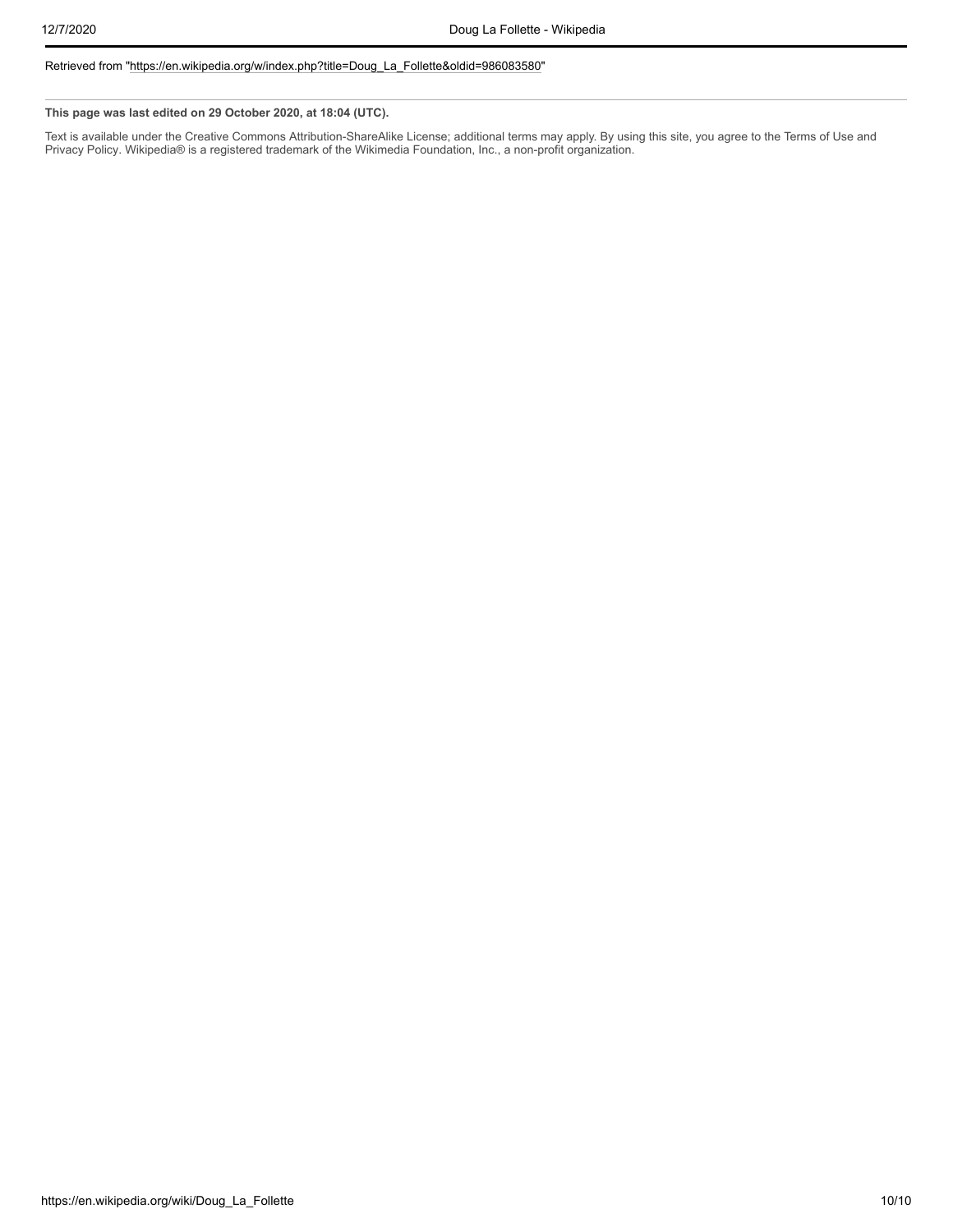Retrieved from "https://en.wikipedia.org/w/index.php?title=Doug_La_Follette&oldid=986083580"

**This page was last edited on 29 October 2020, at 18:04 (UTC).**

Text is available under the Creative Commons Attribution-ShareAlike License; additional terms may apply. By using this site, you agree to the Terms of Use and Privacy Policy. Wikipedia® is a registered trademark of the Wikimedia Foundation, Inc., a non-profit organization.